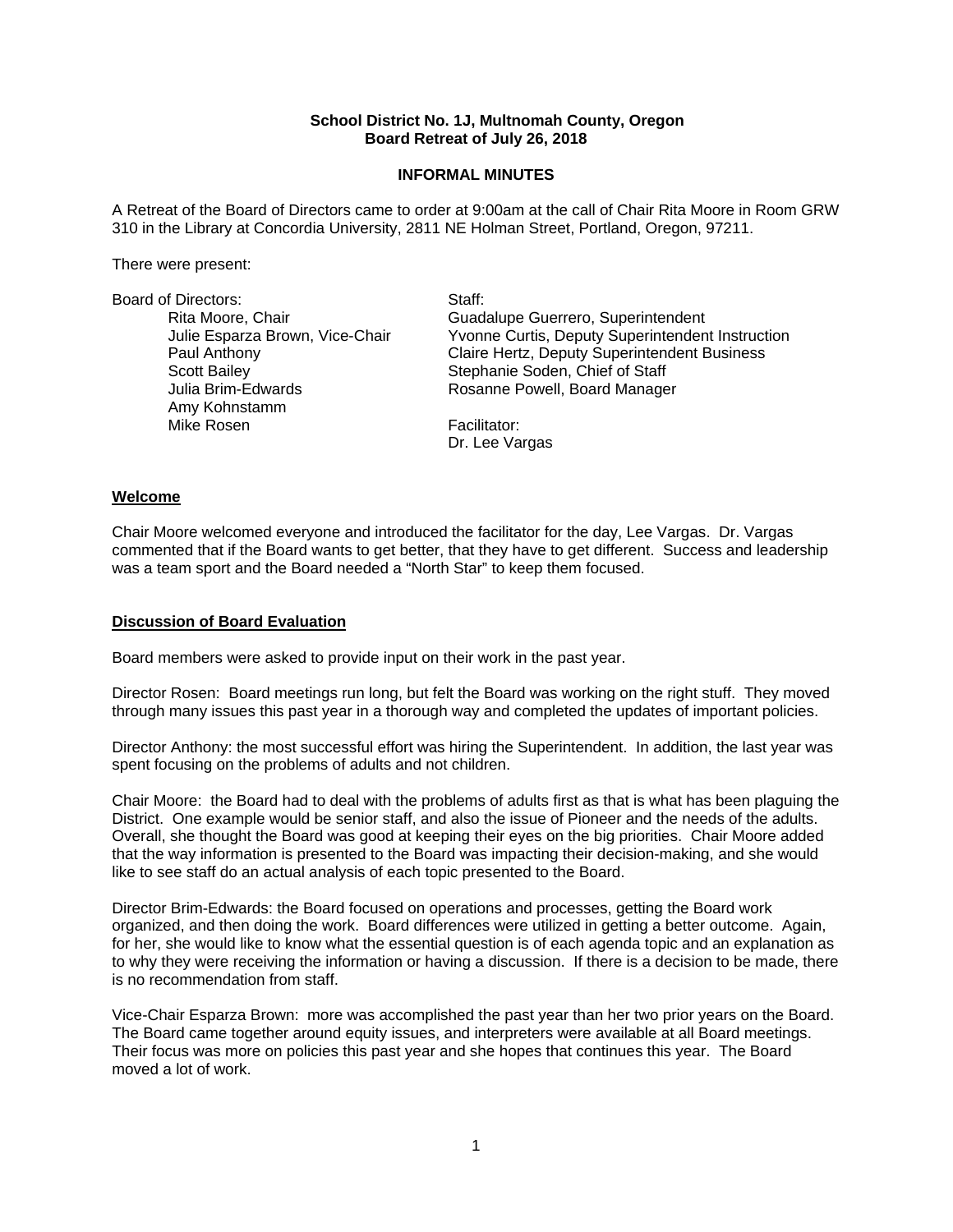**School District No. 1J, Multnomah County, Oregon**
**Board Retreat of July 26, 2018**

**INFORMAL MINUTES**

A Retreat of the Board of Directors came to order at 9:00am at the call of Chair Rita Moore in Room GRW 310 in the Library at Concordia University, 2811 NE Holman Street, Portland, Oregon, 97211.

There were present:

Board of Directors:
- Rita Moore, Chair
- Julie Esparza Brown, Vice-Chair
- Paul Anthony
- Scott Bailey
- Julia Brim-Edwards
- Amy Kohnstamm
- Mike Rosen

Staff:
- Guadalupe Guerrero, Superintendent
- Yvonne Curtis, Deputy Superintendent Instruction
- Claire Hertz, Deputy Superintendent Business
- Stephanie Soden, Chief of Staff
- Rosanne Powell, Board Manager

Facilitator:
- Dr. Lee Vargas

## Welcome

Chair Moore welcomed everyone and introduced the facilitator for the day, Lee Vargas. Dr. Vargas commented that if the Board wants to get better, that they have to get different. Success and leadership was a team sport and the Board needed a "North Star" to keep them focused.

## Discussion of Board Evaluation

Board members were asked to provide input on their work in the past year.

Director Rosen: Board meetings run long, but felt the Board was working on the right stuff. They moved through many issues this past year in a thorough way and completed the updates of important policies.

Director Anthony: the most successful effort was hiring the Superintendent. In addition, the last year was spent focusing on the problems of adults and not children.

Chair Moore: the Board had to deal with the problems of adults first as that is what has been plaguing the District. One example would be senior staff, and also the issue of Pioneer and the needs of the adults. Overall, she thought the Board was good at keeping their eyes on the big priorities. Chair Moore added that the way information is presented to the Board was impacting their decision-making, and she would like to see staff do an actual analysis of each topic presented to the Board.

Director Brim-Edwards: the Board focused on operations and processes, getting the Board work organized, and then doing the work. Board differences were utilized in getting a better outcome. Again, for her, she would like to know what the essential question is of each agenda topic and an explanation as to why they were receiving the information or having a discussion. If there is a decision to be made, there is no recommendation from staff.

Vice-Chair Esparza Brown: more was accomplished the past year than her two prior years on the Board. The Board came together around equity issues, and interpreters were available at all Board meetings. Their focus was more on policies this past year and she hopes that continues this year. The Board moved a lot of work.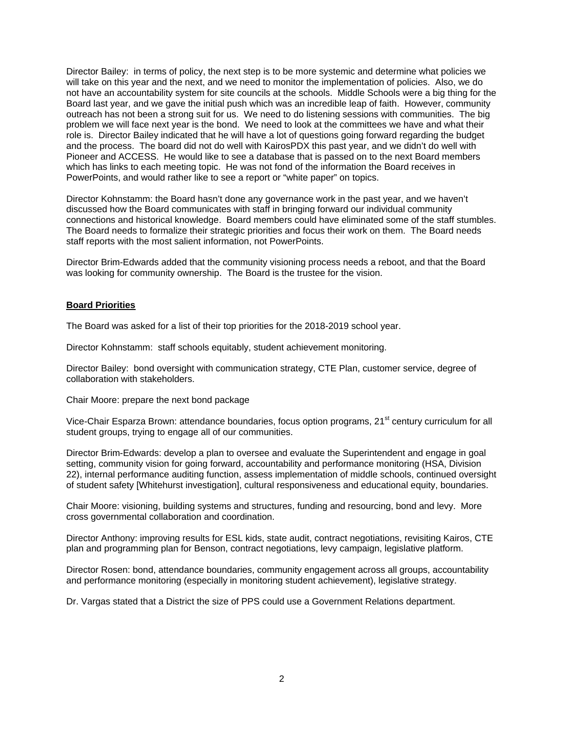Director Bailey: in terms of policy, the next step is to be more systemic and determine what policies we will take on this year and the next, and we need to monitor the implementation of policies. Also, we do not have an accountability system for site councils at the schools. Middle Schools were a big thing for the Board last year, and we gave the initial push which was an incredible leap of faith. However, community outreach has not been a strong suit for us. We need to do listening sessions with communities. The big problem we will face next year is the bond. We need to look at the committees we have and what their role is. Director Bailey indicated that he will have a lot of questions going forward regarding the budget and the process. The board did not do well with KairosPDX this past year, and we didn't do well with Pioneer and ACCESS. He would like to see a database that is passed on to the next Board members which has links to each meeting topic. He was not fond of the information the Board receives in PowerPoints, and would rather like to see a report or "white paper" on topics.

Director Kohnstamm: the Board hasn't done any governance work in the past year, and we haven't discussed how the Board communicates with staff in bringing forward our individual community connections and historical knowledge. Board members could have eliminated some of the staff stumbles. The Board needs to formalize their strategic priorities and focus their work on them. The Board needs staff reports with the most salient information, not PowerPoints.

Director Brim-Edwards added that the community visioning process needs a reboot, and that the Board was looking for community ownership. The Board is the trustee for the vision.

**Board Priorities**

The Board was asked for a list of their top priorities for the 2018-2019 school year.

Director Kohnstamm: staff schools equitably, student achievement monitoring.

Director Bailey: bond oversight with communication strategy, CTE Plan, customer service, degree of collaboration with stakeholders.

Chair Moore: prepare the next bond package

Vice-Chair Esparza Brown: attendance boundaries, focus option programs, 21st century curriculum for all student groups, trying to engage all of our communities.

Director Brim-Edwards: develop a plan to oversee and evaluate the Superintendent and engage in goal setting, community vision for going forward, accountability and performance monitoring (HSA, Division 22), internal performance auditing function, assess implementation of middle schools, continued oversight of student safety [Whitehurst investigation], cultural responsiveness and educational equity, boundaries.

Chair Moore: visioning, building systems and structures, funding and resourcing, bond and levy. More cross governmental collaboration and coordination.

Director Anthony: improving results for ESL kids, state audit, contract negotiations, revisiting Kairos, CTE plan and programming plan for Benson, contract negotiations, levy campaign, legislative platform.

Director Rosen: bond, attendance boundaries, community engagement across all groups, accountability and performance monitoring (especially in monitoring student achievement), legislative strategy.

Dr. Vargas stated that a District the size of PPS could use a Government Relations department.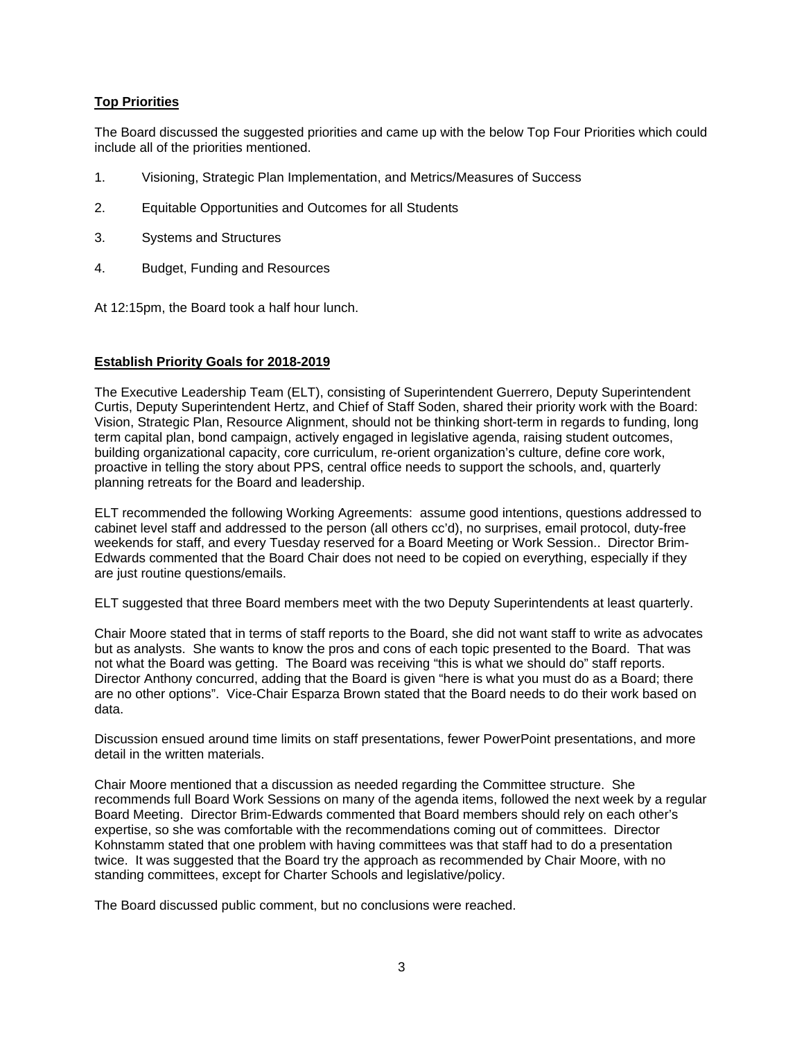**Top Priorities**

The Board discussed the suggested priorities and came up with the below Top Four Priorities which could include all of the priorities mentioned.

1. Visioning, Strategic Plan Implementation, and Metrics/Measures of Success
2. Equitable Opportunities and Outcomes for all Students
3. Systems and Structures
4. Budget, Funding and Resources

At 12:15pm, the Board took a half hour lunch.

**Establish Priority Goals for 2018-2019**

The Executive Leadership Team (ELT), consisting of Superintendent Guerrero, Deputy Superintendent Curtis, Deputy Superintendent Hertz, and Chief of Staff Soden, shared their priority work with the Board: Vision, Strategic Plan, Resource Alignment, should not be thinking short-term in regards to funding, long term capital plan, bond campaign, actively engaged in legislative agenda, raising student outcomes, building organizational capacity, core curriculum, re-orient organization's culture, define core work, proactive in telling the story about PPS, central office needs to support the schools, and, quarterly planning retreats for the Board and leadership.

ELT recommended the following Working Agreements: assume good intentions, questions addressed to cabinet level staff and addressed to the person (all others cc'd), no surprises, email protocol, duty-free weekends for staff, and every Tuesday reserved for a Board Meeting or Work Session.. Director Brim-Edwards commented that the Board Chair does not need to be copied on everything, especially if they are just routine questions/emails.

ELT suggested that three Board members meet with the two Deputy Superintendents at least quarterly.

Chair Moore stated that in terms of staff reports to the Board, she did not want staff to write as advocates but as analysts. She wants to know the pros and cons of each topic presented to the Board. That was not what the Board was getting. The Board was receiving "this is what we should do" staff reports. Director Anthony concurred, adding that the Board is given "here is what you must do as a Board; there are no other options". Vice-Chair Esparza Brown stated that the Board needs to do their work based on data.

Discussion ensued around time limits on staff presentations, fewer PowerPoint presentations, and more detail in the written materials.

Chair Moore mentioned that a discussion as needed regarding the Committee structure. She recommends full Board Work Sessions on many of the agenda items, followed the next week by a regular Board Meeting. Director Brim-Edwards commented that Board members should rely on each other's expertise, so she was comfortable with the recommendations coming out of committees. Director Kohnstamm stated that one problem with having committees was that staff had to do a presentation twice. It was suggested that the Board try the approach as recommended by Chair Moore, with no standing committees, except for Charter Schools and legislative/policy.

The Board discussed public comment, but no conclusions were reached.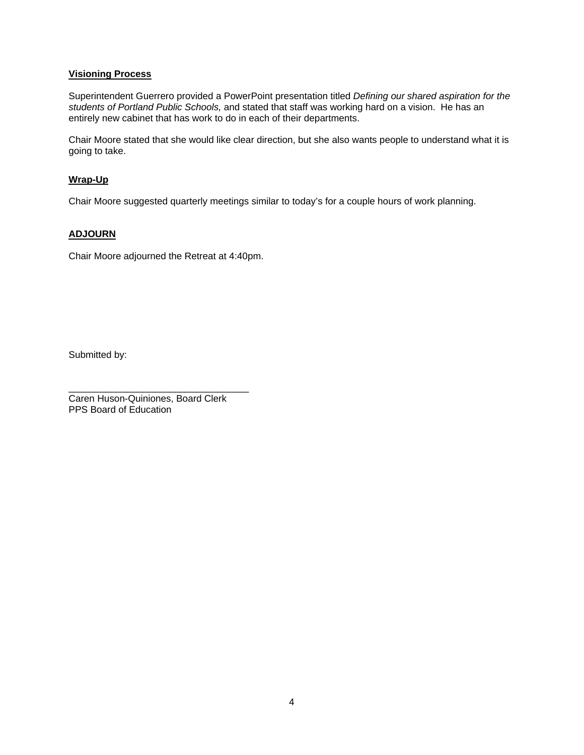**Visioning Process**

Superintendent Guerrero provided a PowerPoint presentation titled *Defining our shared aspiration for the students of Portland Public Schools,* and stated that staff was working hard on a vision. He has an entirely new cabinet that has work to do in each of their departments.

Chair Moore stated that she would like clear direction, but she also wants people to understand what it is going to take.

**Wrap-Up**

Chair Moore suggested quarterly meetings similar to today's for a couple hours of work planning.

**ADJOURN**

Chair Moore adjourned the Retreat at 4:40pm.

Submitted by:

_________________________________
Caren Huson-Quiniones, Board Clerk
PPS Board of Education